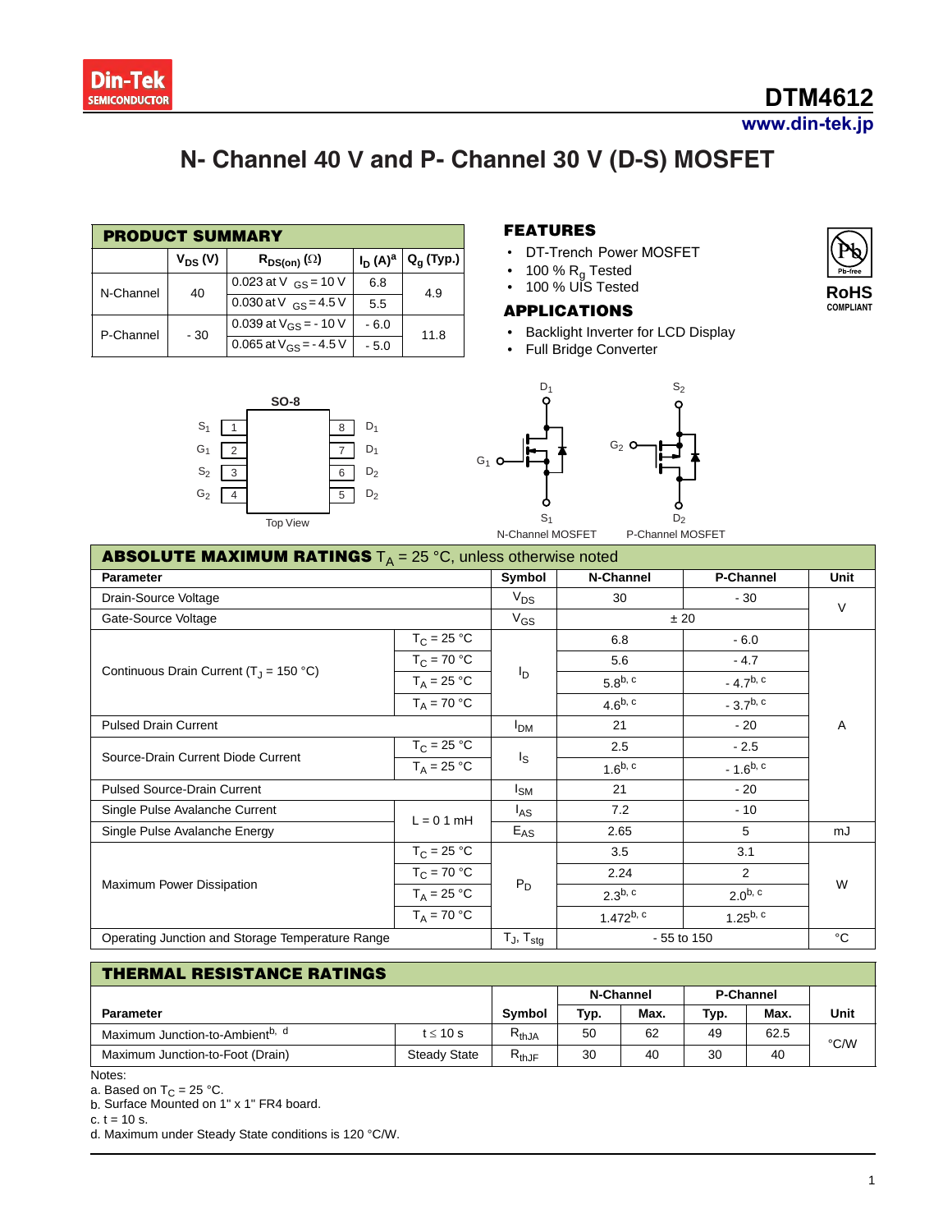Din-Tek SEMICONDUCTOR

# DTM4612

www.din-tek.jp

## N- Channel 40 V and P- Channel 30 V (D-S) MOSFET

### PRODUCT SUMMARY

| | $V_{DS}$ (V) | $R_{DS(on)}$ (Ω) | $I_D$ (A)[a] | $Q_g$ (Typ.) |
|---|---|---|---|---|
| N-Channel | 40 | 0.023 at $V_{GS}$ = 10 V | 6.8 | 4.9 |
| | | 0.030 at $V_{GS}$ = 4.5 V | 5.5 | |
| P-Channel | - 30 | 0.039 at $V_{GS}$ = - 10 V | - 6.0 | 11.8 |
| | | 0.065 at $V_{GS}$ = - 4.5 V | - 5.0 | |

### FEATURES

- DT-Trench Power MOSFET
- 100 % $R_g$ Tested
- 100 % UIS Tested

Pb-free

RoHS COMPLIANT

### APPLICATIONS

- Backlight Inverter for LCD Display
- Full Bridge Converter

SO-8

| Pin | Name | Pin | Name |
|---|---|---|---|
| 1 | $S_1$ | 8 | $D_1$ |
| 2 | $G_1$ | 7 | $D_1$ |
| 3 | $S_2$ | 6 | $D_2$ |
| 4 | $G_2$ | 5 | $D_2$ |

Top View

N-Channel MOSFET ($D_1$, $G_1$, $S_1$)    P-Channel MOSFET ($S_2$, $G_2$, $D_2$)

### ABSOLUTE MAXIMUM RATINGS $T_A$ = 25 °C, unless otherwise noted

| Parameter | | Symbol | N-Channel | P-Channel | Unit |
|---|---|---|---|---|---|
| Drain-Source Voltage | | $V_{DS}$ | 30 | - 30 | V |
| Gate-Source Voltage | | $V_{GS}$ | ± 20 | | V |
| Continuous Drain Current ($T_J$ = 150 °C) | $T_C$ = 25 °C | $I_D$ | 6.8 | - 6.0 | A |
| | $T_C$ = 70 °C | | 5.6 | - 4.7 | |
| | $T_A$ = 25 °C | | 5.8[b, c] | - 4.7[b, c] | |
| | $T_A$ = 70 °C | | 4.6[b, c] | - 3.7[b, c] | |
| Pulsed Drain Current | | $I_{DM}$ | 21 | - 20 | |
| Source-Drain Current Diode Current | $T_C$ = 25 °C | $I_S$ | 2.5 | - 2.5 | |
| | $T_A$ = 25 °C | | 1.6[b, c] | - 1.6[b, c] | |
| Pulsed Source-Drain Current | | $I_{SM}$ | 21 | - 20 | |
| Single Pulse Avalanche Current | L = 0 1 mH | $I_{AS}$ | 7.2 | - 10 | |
| Single Pulse Avalanche Energy | | $E_{AS}$ | 2.65 | 5 | mJ |
| Maximum Power Dissipation | $T_C$ = 25 °C | $P_D$ | 3.5 | 3.1 | W |
| | $T_C$ = 70 °C | | 2.24 | 2 | |
| | $T_A$ = 25 °C | | 2.3[b, c] | 2.0[b, c] | |
| | $T_A$ = 70 °C | | 1.472[b, c] | 1.25[b, c] | |
| Operating Junction and Storage Temperature Range | | $T_J$, $T_{stg}$ | - 55 to 150 | | °C |

### THERMAL RESISTANCE RATINGS

| Parameter | | Symbol | N-Channel Typ. | N-Channel Max. | P-Channel Typ. | P-Channel Max. | Unit |
|---|---|---|---|---|---|---|---|
| Maximum Junction-to-Ambient[b, d] | t ≤ 10 s | $R_{thJA}$ | 50 | 62 | 49 | 62.5 | °C/W |
| Maximum Junction-to-Foot (Drain) | Steady State | $R_{thJF}$ | 30 | 40 | 30 | 40 | |

Notes:

a. Based on $T_C$ = 25 °C.

b. Surface Mounted on 1" x 1" FR4 board.

c. t = 10 s.

d. Maximum under Steady State conditions is 120 °C/W.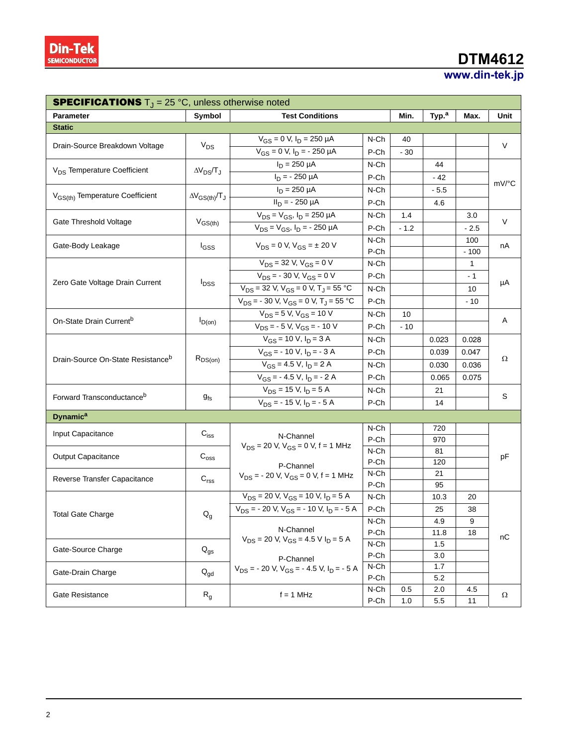## SPECIFICATIONS $T_J$ = 25 °C, unless otherwise noted

| Parameter | Symbol | Test Conditions | | Min. | Typ.[a] | Max. | Unit |
|---|---|---|---|---|---|---|---|
| **Static** | | | | | | | |
| Drain-Source Breakdown Voltage | $V_{DS}$ | $V_{GS}$ = 0 V, $I_D$ = 250 µA | N-Ch | 40 | | | V |
| | | $V_{GS}$ = 0 V, $I_D$ = - 250 µA | P-Ch | - 30 | | | |
| $V_{DS}$ Temperature Coefficient | $\Delta V_{DS}/T_J$ | $I_D$ = 250 µA | N-Ch | | 44 | | mV/°C |
| | | $I_D$ = - 250 µA | P-Ch | | - 42 | | |
| $V_{GS(th)}$ Temperature Coefficient | $\Delta V_{GS(th)}/T_J$ | $I_D$ = 250 µA | N-Ch | | - 5.5 | | |
| | | $I_D$ = - 250 µA | P-Ch | | 4.6 | | |
| Gate Threshold Voltage | $V_{GS(th)}$ | $V_{DS}$ = $V_{GS}$, $I_D$ = 250 µA | N-Ch | 1.4 | | 3.0 | V |
| | | $V_{DS}$ = $V_{GS}$, $I_D$ = - 250 µA | P-Ch | - 1.2 | | - 2.5 | |
| Gate-Body Leakage | $I_{GSS}$ | $V_{DS}$ = 0 V, $V_{GS}$ = ± 20 V | N-Ch | | | 100 | nA |
| | | | P-Ch | | | - 100 | |
| Zero Gate Voltage Drain Current | $I_{DSS}$ | $V_{DS}$ = 32 V, $V_{GS}$ = 0 V | N-Ch | | | 1 | µA |
| | | $V_{DS}$ = - 30 V, $V_{GS}$ = 0 V | P-Ch | | | - 1 | |
| | | $V_{DS}$ = 32 V, $V_{GS}$ = 0 V, $T_J$ = 55 °C | N-Ch | | | 10 | |
| | | $V_{DS}$ = - 30 V, $V_{GS}$ = 0 V, $T_J$ = 55 °C | P-Ch | | | - 10 | |
| On-State Drain Current[b] | $I_{D(on)}$ | $V_{DS}$ = 5 V, $V_{GS}$ = 10 V | N-Ch | 10 | | | A |
| | | $V_{DS}$ = - 5 V, $V_{GS}$ = - 10 V | P-Ch | - 10 | | | |
| Drain-Source On-State Resistance[b] | $R_{DS(on)}$ | $V_{GS}$ = 10 V, $I_D$ = 3 A | N-Ch | | 0.023 | 0.028 | Ω |
| | | $V_{GS}$ = - 10 V, $I_D$ = - 3 A | P-Ch | | 0.039 | 0.047 | |
| | | $V_{GS}$ = 4.5 V, $I_D$ = 2 A | N-Ch | | 0.030 | 0.036 | |
| | | $V_{GS}$ = - 4.5 V, $I_D$ = - 2 A | P-Ch | | 0.065 | 0.075 | |
| Forward Transconductance[b] | $g_{fs}$ | $V_{DS}$ = 15 V, $I_D$ = 5 A | N-Ch | | 21 | | S |
| | | $V_{DS}$ = - 15 V, $I_D$ = - 5 A | P-Ch | | 14 | | |
| **Dynamic[a]** | | | | | | | |
| Input Capacitance | $C_{iss}$ | N-Channel $V_{DS}$ = 20 V, $V_{GS}$ = 0 V, f = 1 MHz<br>P-Channel $V_{DS}$ = - 20 V, $V_{GS}$ = 0 V, f = 1 MHz | N-Ch | | 720 | | pF |
| | | | P-Ch | | 970 | | |
| Output Capacitance | $C_{oss}$ | | N-Ch | | 81 | | |
| | | | P-Ch | | 120 | | |
| Reverse Transfer Capacitance | $C_{rss}$ | | N-Ch | | 21 | | |
| | | | P-Ch | | 95 | | |
| Total Gate Charge | $Q_g$ | $V_{DS}$ = 20 V, $V_{GS}$ = 10 V, $I_D$ = 5 A | N-Ch | | 10.3 | 20 | nC |
| | | $V_{DS}$ = - 20 V, $V_{GS}$ = - 10 V, $I_D$ = - 5 A | P-Ch | | 25 | 38 | |
| | | N-Channel $V_{DS}$ = 20 V, $V_{GS}$ = 4.5 V $I_D$ = 5 A<br>P-Channel $V_{DS}$ = - 20 V, $V_{GS}$ = - 4.5 V, $I_D$ = - 5 A | N-Ch | | 4.9 | 9 | |
| | | | P-Ch | | 11.8 | 18 | |
| Gate-Source Charge | $Q_{gs}$ | | N-Ch | | 1.5 | | |
| | | | P-Ch | | 3.0 | | |
| Gate-Drain Charge | $Q_{gd}$ | | N-Ch | | 1.7 | | |
| | | | P-Ch | | 5.2 | | |
| Gate Resistance | $R_g$ | f = 1 MHz | N-Ch | 0.5 | 2.0 | 4.5 | Ω |
| | | | P-Ch | 1.0 | 5.5 | 11 | |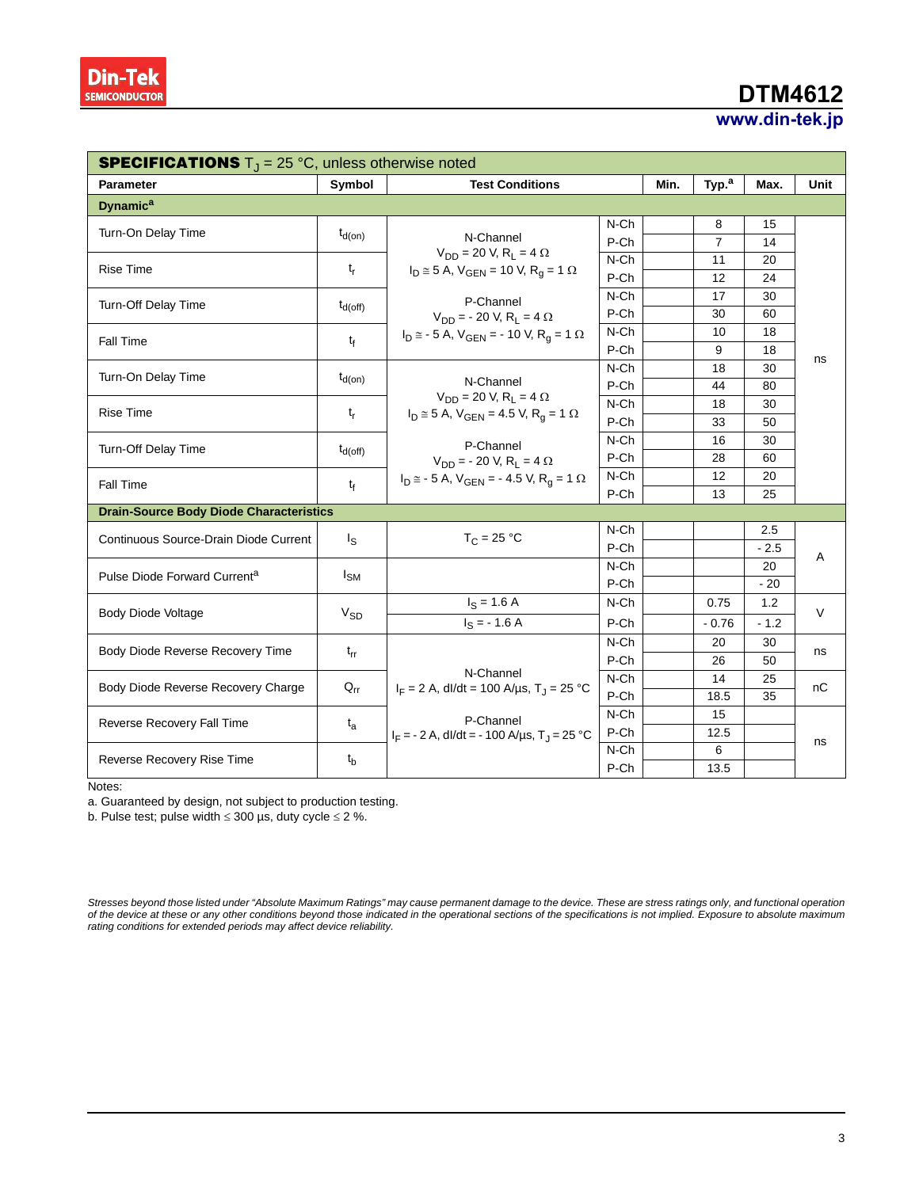**SPECIFICATIONS** $T_J$ = 25 °C, unless otherwise noted

| Parameter | Symbol | Test Conditions | | Min. | Typ.[a] | Max. | Unit |
|---|---|---|---|---|---|---|---|
| **Dynamic[a]** | | | | | | | |
| Turn-On Delay Time | $t_{d(on)}$ | N-Channel $V_{DD}$ = 20 V, $R_L$ = 4 Ω $I_D \cong$ 5 A, $V_{GEN}$ = 10 V, $R_g$ = 1 Ω P-Channel $V_{DD}$ = - 20 V, $R_L$ = 4 Ω $I_D \cong$ - 5 A, $V_{GEN}$ = - 10 V, $R_g$ = 1 Ω | N-Ch | | 8 | 15 | ns |
| | | | P-Ch | | 7 | 14 | |
| Rise Time | $t_r$ | | N-Ch | | 11 | 20 | |
| | | | P-Ch | | 12 | 24 | |
| Turn-Off Delay Time | $t_{d(off)}$ | | N-Ch | | 17 | 30 | |
| | | | P-Ch | | 30 | 60 | |
| Fall Time | $t_f$ | | N-Ch | | 10 | 18 | |
| | | | P-Ch | | 9 | 18 | |
| Turn-On Delay Time | $t_{d(on)}$ | N-Channel $V_{DD}$ = 20 V, $R_L$ = 4 Ω $I_D \cong$ 5 A, $V_{GEN}$ = 4.5 V, $R_g$ = 1 Ω P-Channel $V_{DD}$ = - 20 V, $R_L$ = 4 Ω $I_D \cong$ - 5 A, $V_{GEN}$ = - 4.5 V, $R_g$ = 1 Ω | N-Ch | | 18 | 30 | |
| | | | P-Ch | | 44 | 80 | |
| Rise Time | $t_r$ | | N-Ch | | 18 | 30 | |
| | | | P-Ch | | 33 | 50 | |
| Turn-Off Delay Time | $t_{d(off)}$ | | N-Ch | | 16 | 30 | |
| | | | P-Ch | | 28 | 60 | |
| Fall Time | $t_f$ | | N-Ch | | 12 | 20 | |
| | | | P-Ch | | 13 | 25 | |
| **Drain-Source Body Diode Characteristics** | | | | | | | |
| Continuous Source-Drain Diode Current | $I_S$ | $T_C$ = 25 °C | N-Ch | | | 2.5 | A |
| | | | P-Ch | | | - 2.5 | |
| Pulse Diode Forward Current[a] | $I_{SM}$ | | N-Ch | | | 20 | |
| | | | P-Ch | | | - 20 | |
| Body Diode Voltage | $V_{SD}$ | $I_S$ = 1.6 A | N-Ch | | 0.75 | 1.2 | V |
| | | $I_S$ = - 1.6 A | P-Ch | | - 0.76 | - 1.2 | |
| Body Diode Reverse Recovery Time | $t_{rr}$ | N-Channel $I_F$ = 2 A, dI/dt = 100 A/µs, $T_J$ = 25 °C P-Channel $I_F$ = - 2 A, dI/dt = - 100 A/µs, $T_J$ = 25 °C | N-Ch | | 20 | 30 | ns |
| | | | P-Ch | | 26 | 50 | |
| Body Diode Reverse Recovery Charge | $Q_{rr}$ | | N-Ch | | 14 | 25 | nC |
| | | | P-Ch | | 18.5 | 35 | |
| Reverse Recovery Fall Time | $t_a$ | | N-Ch | | 15 | | ns |
| | | | P-Ch | | 12.5 | | |
| Reverse Recovery Rise Time | $t_b$ | | N-Ch | | 6 | | |
| | | | P-Ch | | 13.5 | | |

Notes:

a. Guaranteed by design, not subject to production testing.

b. Pulse test; pulse width ≤ 300 µs, duty cycle ≤ 2 %.

*Stresses beyond those listed under "Absolute Maximum Ratings" may cause permanent damage to the device. These are stress ratings only, and functional operation of the device at these or any other conditions beyond those indicated in the operational sections of the specifications is not implied. Exposure to absolute maximum rating conditions for extended periods may affect device reliability.*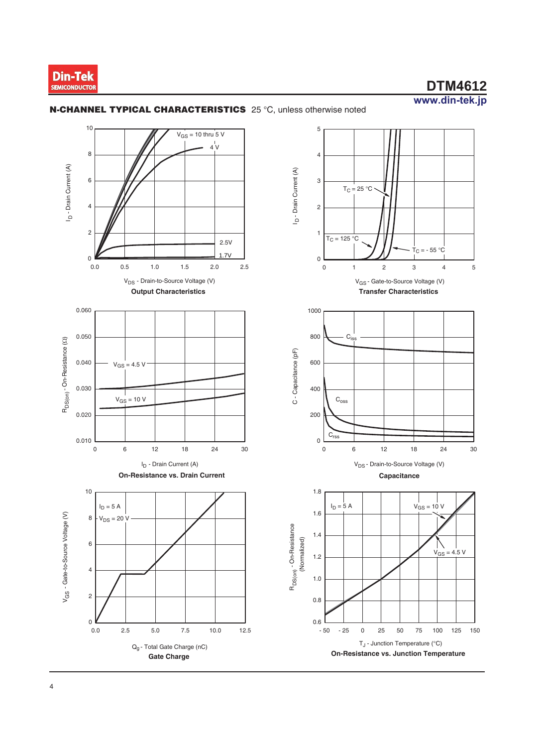## N-CHANNEL TYPICAL CHARACTERISTICS 25 °C, unless otherwise noted

**Output Characteristics**

$V_{DS}$ - Drain-to-Source Voltage (V); $I_D$ - Drain Current (A); $V_{GS}$ = 10 thru 5 V, 4 V, 2.5V, 1.7V

**Transfer Characteristics**

$V_{GS}$ - Gate-to-Source Voltage (V); $I_D$ - Drain Current (A); $T_C$ = 25 °C, $T_C$ = 125 °C, $T_C$ = - 55 °C

**On-Resistance vs. Drain Current**

$I_D$ - Drain Current (A); $R_{DS(on)}$ - On-Resistance (Ω); $V_{GS}$ = 4.5 V, $V_{GS}$ = 10 V

**Capacitance**

$V_{DS}$ - Drain-to-Source Voltage (V); C - Capacitance (pF); $C_{iss}$, $C_{oss}$, $C_{rss}$

**Gate Charge**

$Q_g$ - Total Gate Charge (nC); $V_{GS}$ - Gate-to-Source Voltage (V); $I_D$ = 5 A, $V_{DS}$ = 20 V

**On-Resistance vs. Junction Temperature**

$T_J$ - Junction Temperature (°C); $R_{DS(on)}$ - On-Resistance (Normalized); $I_D$ = 5 A, $V_{GS}$ = 10 V, $V_{GS}$ = 4.5 V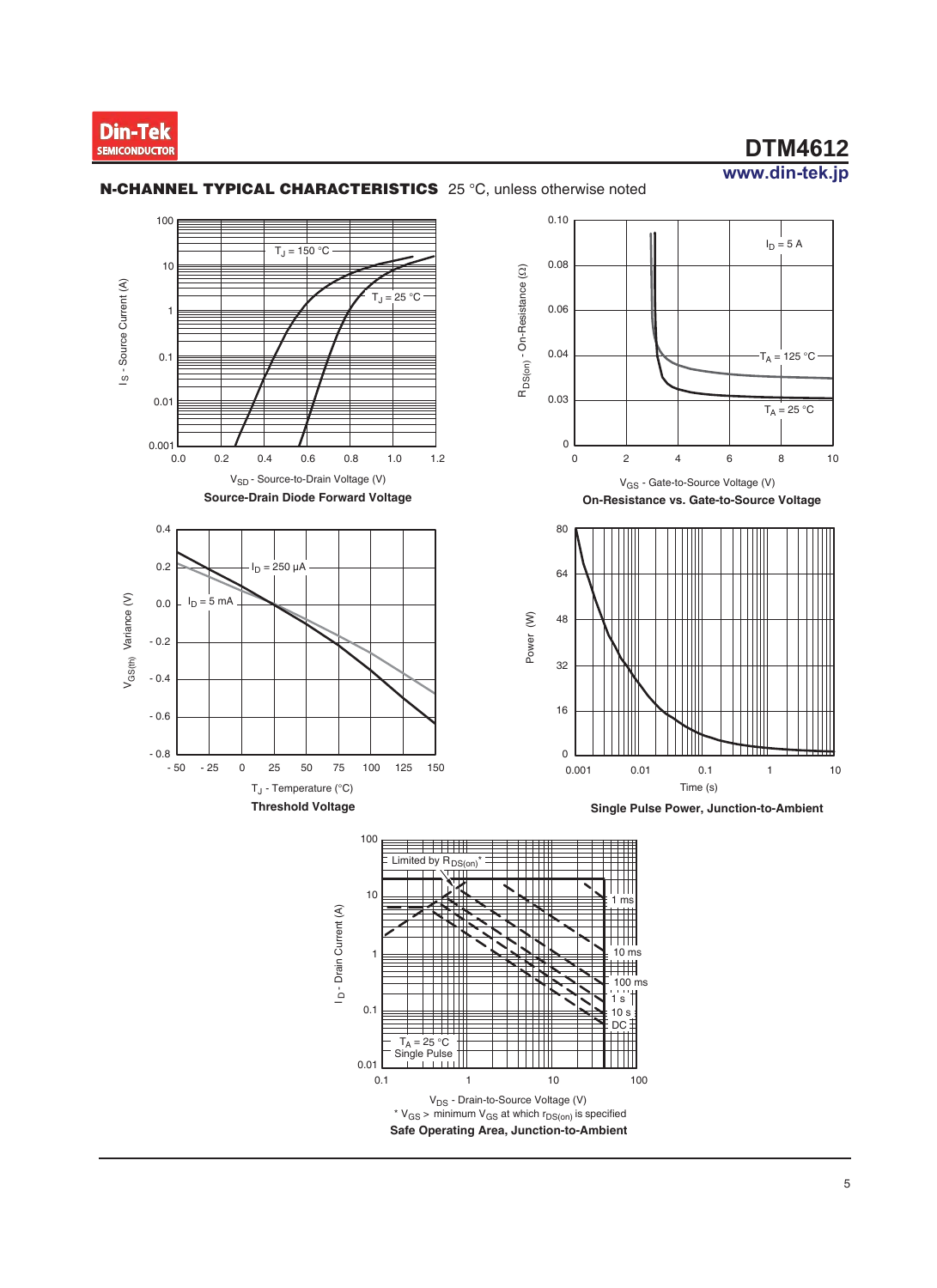## N-CHANNEL TYPICAL CHARACTERISTICS 25 °C, unless otherwise noted

$I_S$ - Source Current (A)

$T_J$ = 150 °C

$T_J$ = 25 °C

$V_{SD}$ - Source-to-Drain Voltage (V)

**Source-Drain Diode Forward Voltage**

$R_{DS(on)}$ - On-Resistance (Ω)

$I_D$ = 5 A

$T_A$ = 125 °C

$T_A$ = 25 °C

$V_{GS}$ - Gate-to-Source Voltage (V)

**On-Resistance vs. Gate-to-Source Voltage**

$V_{GS(th)}$ Variance (V)

$I_D$ = 250 μA

$I_D$ = 5 mA

$T_J$ - Temperature (°C)

**Threshold Voltage**

Power (W)

Time (s)

**Single Pulse Power, Junction-to-Ambient**

$I_D$ - Drain Current (A)

Limited by $R_{DS(on)}$*

1 ms

10 ms

100 ms

1 s

10 s

DC

$T_A$ = 25 °C
Single Pulse

$V_{DS}$ - Drain-to-Source Voltage (V)

* $V_{GS}$ > minimum $V_{GS}$ at which $r_{DS(on)}$ is specified

**Safe Operating Area, Junction-to-Ambient**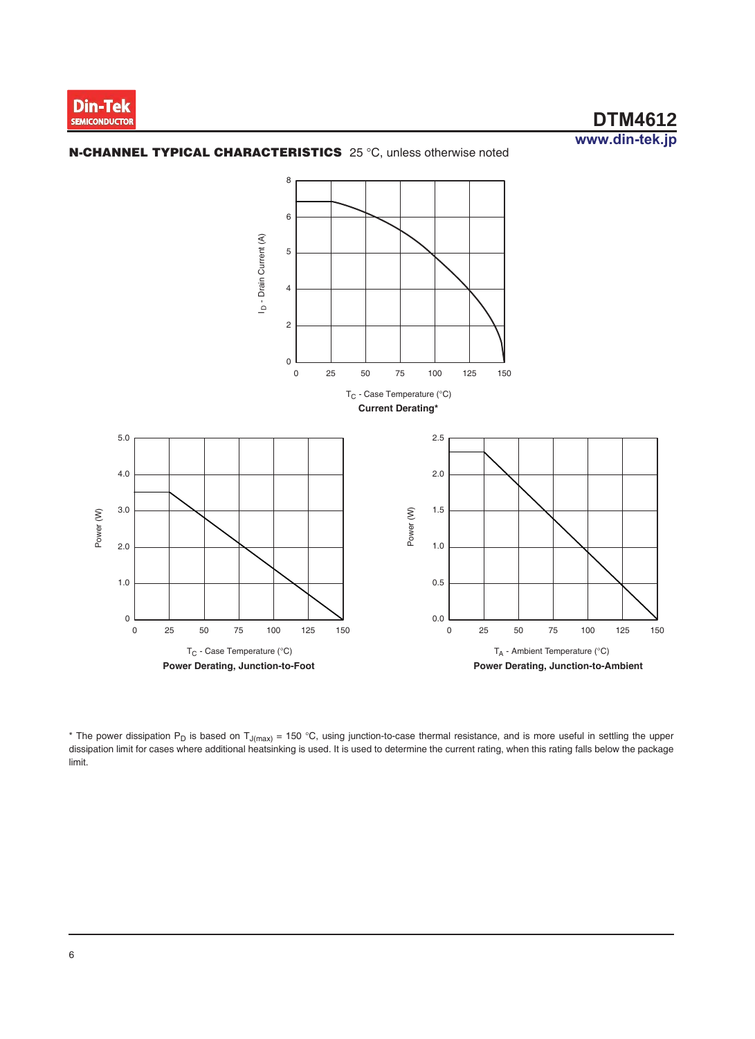## N-CHANNEL TYPICAL CHARACTERISTICS 25 °C, unless otherwise noted

$I_D$ - Drain Current (A)

$T_C$ - Case Temperature (°C)

**Current Derating***

Power (W)

$T_C$ - Case Temperature (°C)

**Power Derating, Junction-to-Foot**

Power (W)

$T_A$ - Ambient Temperature (°C)

**Power Derating, Junction-to-Ambient**

* The power dissipation $P_D$ is based on $T_{J(max)}$ = 150 °C, using junction-to-case thermal resistance, and is more useful in settling the upper dissipation limit for cases where additional heatsinking is used. It is used to determine the current rating, when this rating falls below the package limit.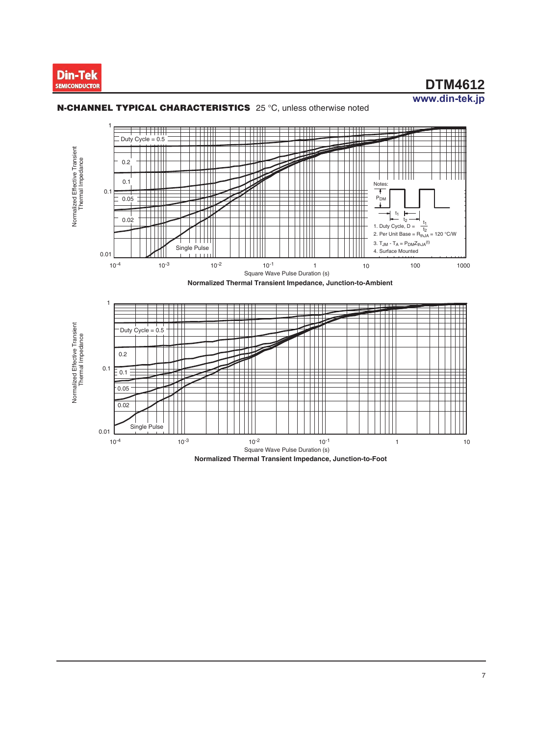## N-CHANNEL TYPICAL CHARACTERISTICS 25 °C, unless otherwise noted

Normalized Effective Transient Thermal Impedance

Duty Cycle = 0.5

0.2

0.1

0.05

0.02

Single Pulse

Square Wave Pulse Duration (s)

Notes:

$P_{DM}$

$t_1$

$t_2$

1. Duty Cycle, D = $\frac{t_1}{t_2}$
2. Per Unit Base = $R_{thJA}$ = 120 °C/W
3. $T_{JM} - T_A = P_{DM}Z_{thJA}^{(t)}$
4. Surface Mounted

**Normalized Thermal Transient Impedance, Junction-to-Ambient**

Normalized Effective Transient Thermal Impedance

Duty Cycle = 0.5

0.2

0.1

0.05

0.02

Single Pulse

Square Wave Pulse Duration (s)

**Normalized Thermal Transient Impedance, Junction-to-Foot**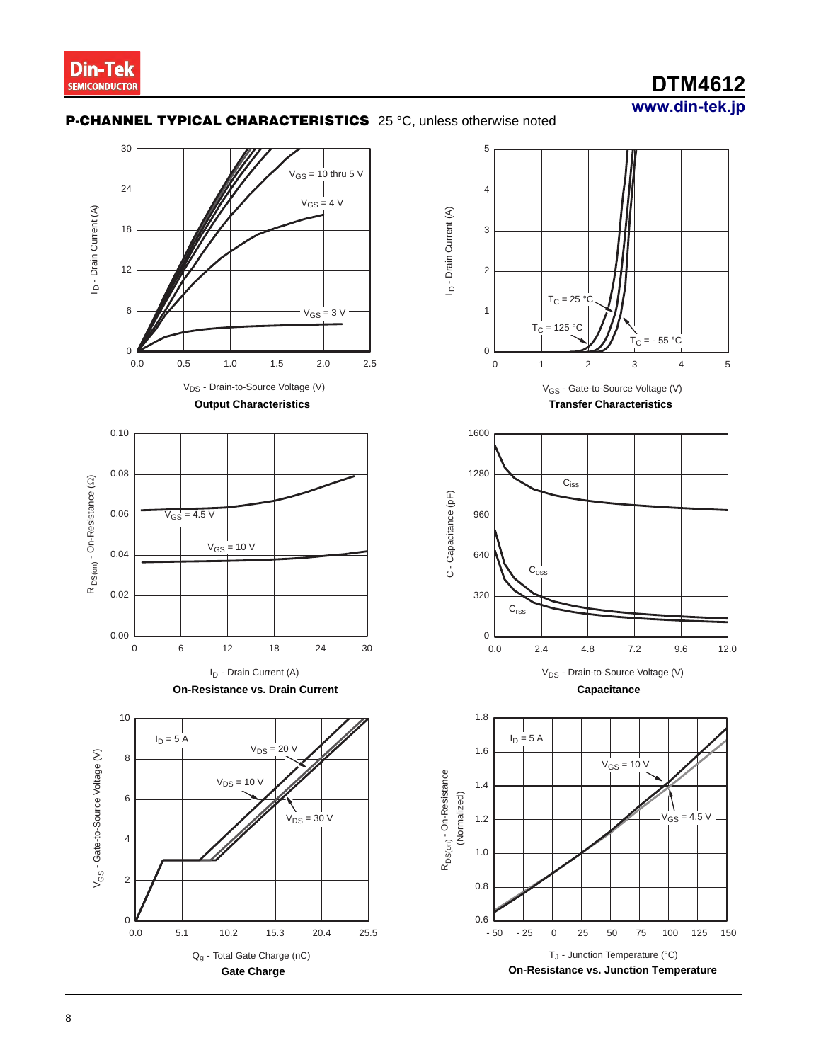## P-CHANNEL TYPICAL CHARACTERISTICS 25 °C, unless otherwise noted

$V_{GS}$ = 10 thru 5 V

$V_{GS}$ = 4 V

$V_{GS}$ = 3 V

$I_D$ - Drain Current (A)

$V_{DS}$ - Drain-to-Source Voltage (V)

**Output Characteristics**

$T_C$ = 25 °C

$T_C$ = 125 °C

$T_C$ = - 55 °C

$I_D$ - Drain Current (A)

$V_{GS}$ - Gate-to-Source Voltage (V)

**Transfer Characteristics**

$V_{GS}$ = 4.5 V

$V_{GS}$ = 10 V

$R_{DS(on)}$ - On-Resistance (Ω)

$I_D$ - Drain Current (A)

**On-Resistance vs. Drain Current**

$C_{iss}$

$C_{oss}$

$C_{rss}$

C - Capacitance (pF)

$V_{DS}$ - Drain-to-Source Voltage (V)

**Capacitance**

$I_D$ = 5 A

$V_{DS}$ = 20 V

$V_{DS}$ = 10 V

$V_{DS}$ = 30 V

$V_{GS}$ - Gate-to-Source Voltage (V)

$Q_g$ - Total Gate Charge (nC)

**Gate Charge**

$I_D$ = 5 A

$V_{GS}$ = 10 V

$V_{GS}$ = 4.5 V

$R_{DS(on)}$ - On-Resistance (Normalized)

$T_J$ - Junction Temperature (°C)

**On-Resistance vs. Junction Temperature**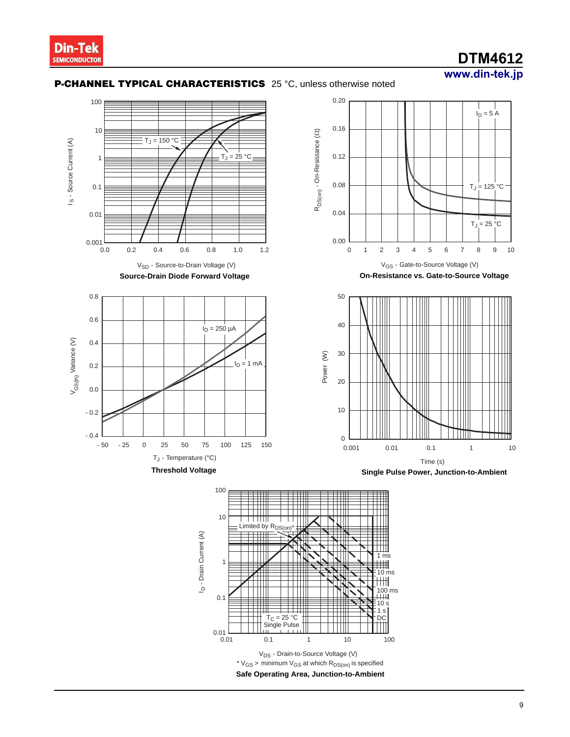## P-CHANNEL TYPICAL CHARACTERISTICS 25 °C, unless otherwise noted

$T_J$ = 150 °C

$T_J$ = 25 °C

$I_S$ - Source Current (A)

$V_{SD}$ - Source-to-Drain Voltage (V)

**Source-Drain Diode Forward Voltage**

$I_D$ = 5 A

$T_J$ = 125 °C

$T_J$ = 25 °C

$R_{DS(on)}$ - On-Resistance (Ω)

$V_{GS}$ - Gate-to-Source Voltage (V)

**On-Resistance vs. Gate-to-Source Voltage**

$I_D$ = 250 µA

$I_D$ = 1 mA

$V_{GS(th)}$ Variance (V)

$T_J$ - Temperature (°C)

**Threshold Voltage**

Power (W)

Time (s)

**Single Pulse Power, Junction-to-Ambient**

Limited by $R_{DS(on)}$*

1 ms

10 ms

100 ms

10 s

1 s

DC

$T_C$ = 25 °C
Single Pulse

$I_D$ - Drain Current (A)

$V_{DS}$ - Drain-to-Source Voltage (V)

* $V_{GS}$ > minimum $V_{GS}$ at which $R_{DS(on)}$ is specified

**Safe Operating Area, Junction-to-Ambient**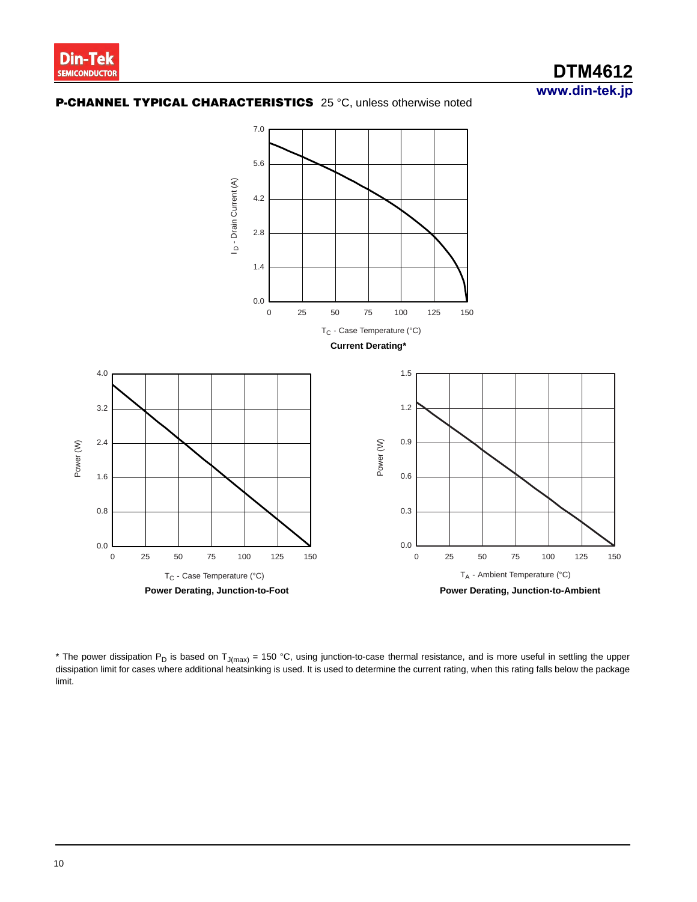## P-CHANNEL TYPICAL CHARACTERISTICS 25 °C, unless otherwise noted

**Current Derating***

**Power Derating, Junction-to-Foot**

**Power Derating, Junction-to-Ambient**

* The power dissipation $P_D$ is based on $T_{J(max)}$ = 150 °C, using junction-to-case thermal resistance, and is more useful in settling the upper dissipation limit for cases where additional heatsinking is used. It is used to determine the current rating, when this rating falls below the package limit.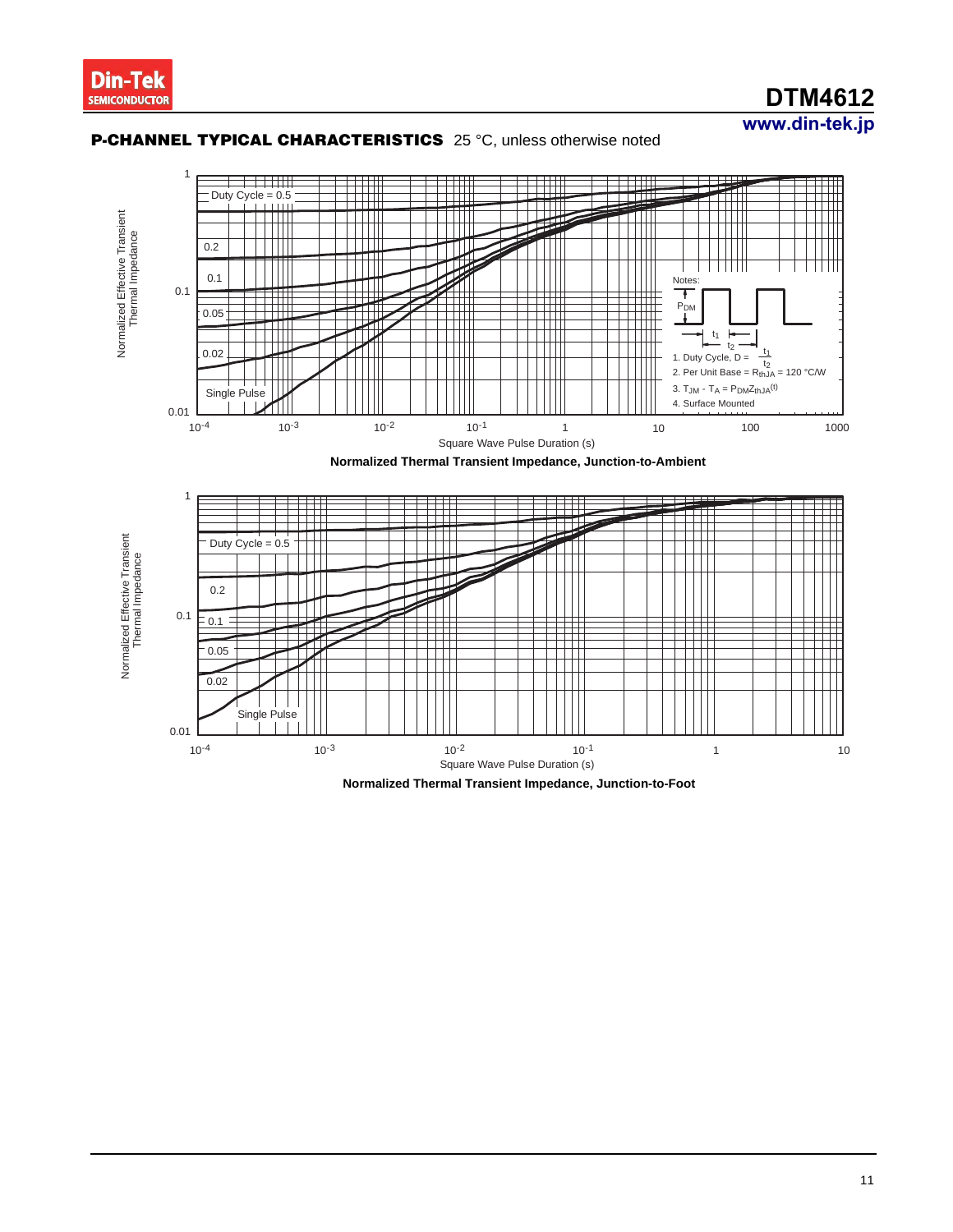## P-CHANNEL TYPICAL CHARACTERISTICS 25 °C, unless otherwise noted

Notes:

1. Duty Cycle, $D = \frac{t_1}{t_2}$
2. Per Unit Base = $R_{thJA}$ = 120 °C/W
3. $T_{JM} - T_A = P_{DM}Z_{thJA}^{(t)}$
4. Surface Mounted

**Normalized Thermal Transient Impedance, Junction-to-Ambient**

**Normalized Thermal Transient Impedance, Junction-to-Foot**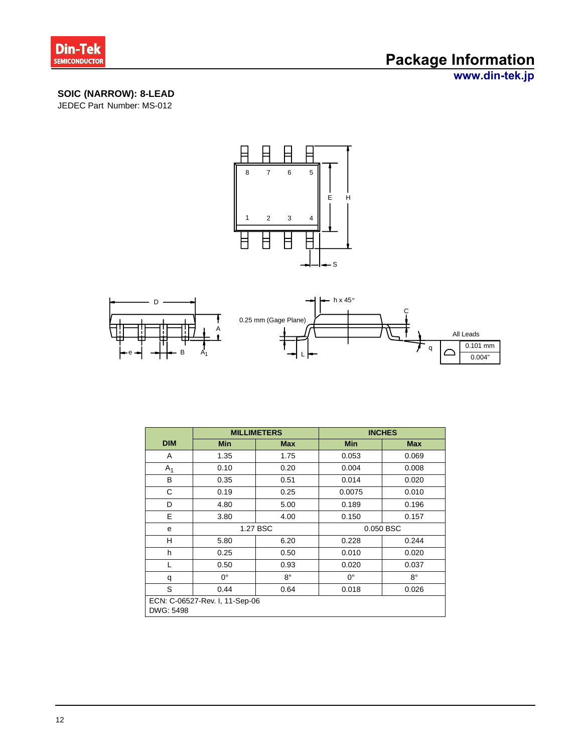## SOIC (NARROW): 8-LEAD

JEDEC Part Number: MS-012

| DIM | MILLIMETERS | | INCHES | |
|---|---|---|---|---|
| | Min | Max | Min | Max |
| A | 1.35 | 1.75 | 0.053 | 0.069 |
| $A_1$ | 0.10 | 0.20 | 0.004 | 0.008 |
| B | 0.35 | 0.51 | 0.014 | 0.020 |
| C | 0.19 | 0.25 | 0.0075 | 0.010 |
| D | 4.80 | 5.00 | 0.189 | 0.196 |
| E | 3.80 | 4.00 | 0.150 | 0.157 |
| e | 1.27 BSC | | 0.050 BSC | |
| H | 5.80 | 6.20 | 0.228 | 0.244 |
| h | 0.25 | 0.50 | 0.010 | 0.020 |
| L | 0.50 | 0.93 | 0.020 | 0.037 |
| q | 0° | 8° | 0° | 8° |
| S | 0.44 | 0.64 | 0.018 | 0.026 |

ECN: C-06527-Rev. I, 11-Sep-06
DWG: 5498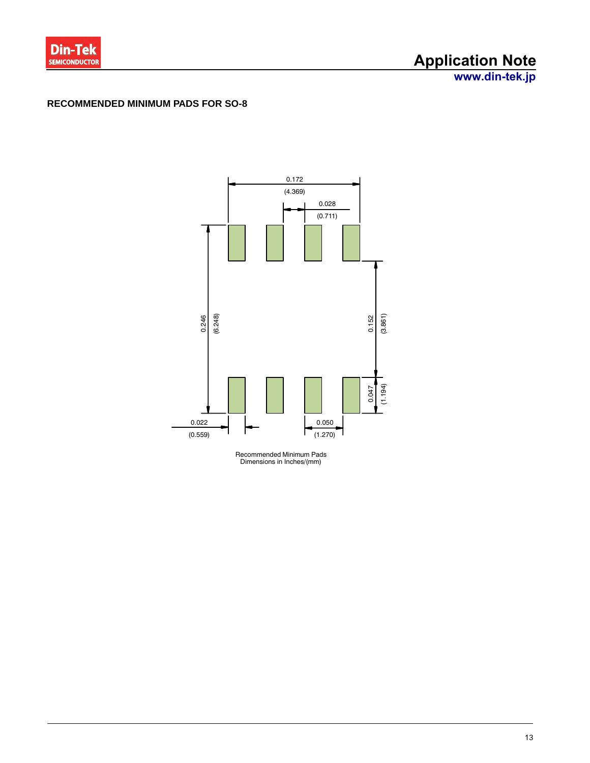## RECOMMENDED MINIMUM PADS FOR SO-8

0.172
(4.369)

0.028
(0.711)

0.246
(6.248)

0.152
(3.861)

0.047
(1.194)

0.022
(0.559)

0.050
(1.270)

Recommended Minimum Pads
Dimensions in Inches/(mm)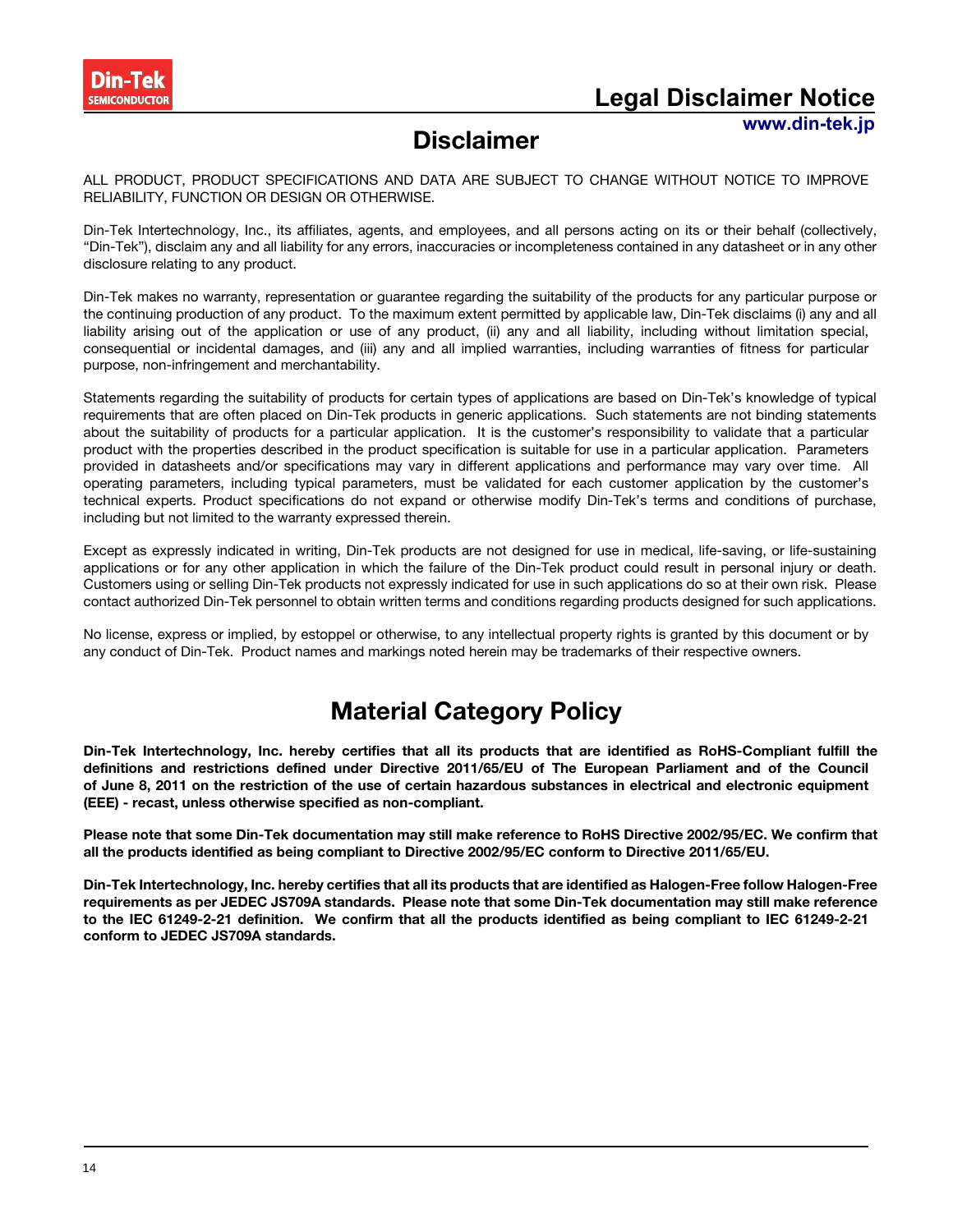# Legal Disclaimer Notice

www.din-tek.jp

## Disclaimer

ALL PRODUCT, PRODUCT SPECIFICATIONS AND DATA ARE SUBJECT TO CHANGE WITHOUT NOTICE TO IMPROVE RELIABILITY, FUNCTION OR DESIGN OR OTHERWISE.

Din-Tek Intertechnology, Inc., its affiliates, agents, and employees, and all persons acting on its or their behalf (collectively, "Din-Tek"), disclaim any and all liability for any errors, inaccuracies or incompleteness contained in any datasheet or in any other disclosure relating to any product.

Din-Tek makes no warranty, representation or guarantee regarding the suitability of the products for any particular purpose or the continuing production of any product. To the maximum extent permitted by applicable law, Din-Tek disclaims (i) any and all liability arising out of the application or use of any product, (ii) any and all liability, including without limitation special, consequential or incidental damages, and (iii) any and all implied warranties, including warranties of fitness for particular purpose, non-infringement and merchantability.

Statements regarding the suitability of products for certain types of applications are based on Din-Tek's knowledge of typical requirements that are often placed on Din-Tek products in generic applications. Such statements are not binding statements about the suitability of products for a particular application. It is the customer's responsibility to validate that a particular product with the properties described in the product specification is suitable for use in a particular application. Parameters provided in datasheets and/or specifications may vary in different applications and performance may vary over time. All operating parameters, including typical parameters, must be validated for each customer application by the customer's technical experts. Product specifications do not expand or otherwise modify Din-Tek's terms and conditions of purchase, including but not limited to the warranty expressed therein.

Except as expressly indicated in writing, Din-Tek products are not designed for use in medical, life-saving, or life-sustaining applications or for any other application in which the failure of the Din-Tek product could result in personal injury or death. Customers using or selling Din-Tek products not expressly indicated for use in such applications do so at their own risk. Please contact authorized Din-Tek personnel to obtain written terms and conditions regarding products designed for such applications.

No license, express or implied, by estoppel or otherwise, to any intellectual property rights is granted by this document or by any conduct of Din-Tek. Product names and markings noted herein may be trademarks of their respective owners.

## Material Category Policy

**Din-Tek Intertechnology, Inc. hereby certifies that all its products that are identified as RoHS-Compliant fulfill the definitions and restrictions defined under Directive 2011/65/EU of The European Parliament and of the Council of June 8, 2011 on the restriction of the use of certain hazardous substances in electrical and electronic equipment (EEE) - recast, unless otherwise specified as non-compliant.**

**Please note that some Din-Tek documentation may still make reference to RoHS Directive 2002/95/EC. We confirm that all the products identified as being compliant to Directive 2002/95/EC conform to Directive 2011/65/EU.**

**Din-Tek Intertechnology, Inc. hereby certifies that all its products that are identified as Halogen-Free follow Halogen-Free requirements as per JEDEC JS709A standards. Please note that some Din-Tek documentation may still make reference to the IEC 61249-2-21 definition. We confirm that all the products identified as being compliant to IEC 61249-2-21 conform to JEDEC JS709A standards.**